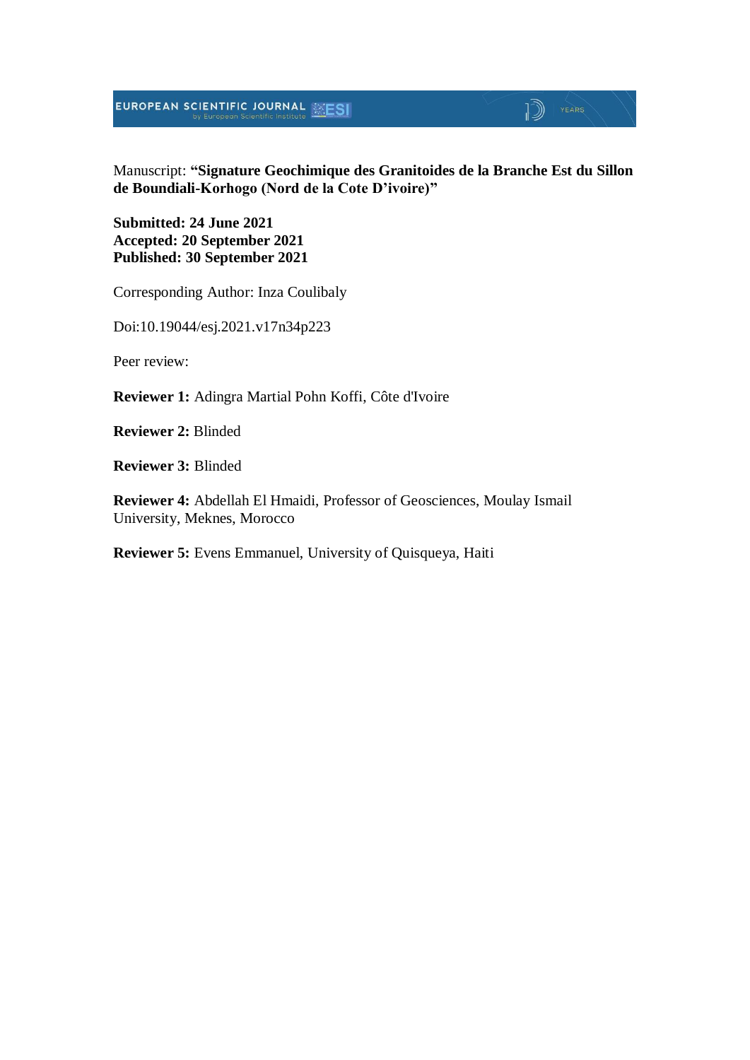Manuscript: **“Signature Geochimique des Granitoides de la Branche Est du Sillon de Boundiali-Korhogo (Nord de la Cote D’ivoire)”**

**Submitted: 24 June 2021**
**Accepted: 20 September 2021**
**Published: 30 September 2021**

Corresponding Author: Inza Coulibaly

Doi:10.19044/esj.2021.v17n34p223

Peer review:

**Reviewer 1:** Adingra Martial Pohn Koffi, Côte d'Ivoire

**Reviewer 2:** Blinded

**Reviewer 3:** Blinded

**Reviewer 4:** Abdellah El Hmaidi, Professor of Geosciences, Moulay Ismail University, Meknes, Morocco

**Reviewer 5:** Evens Emmanuel, University of Quisqueya, Haiti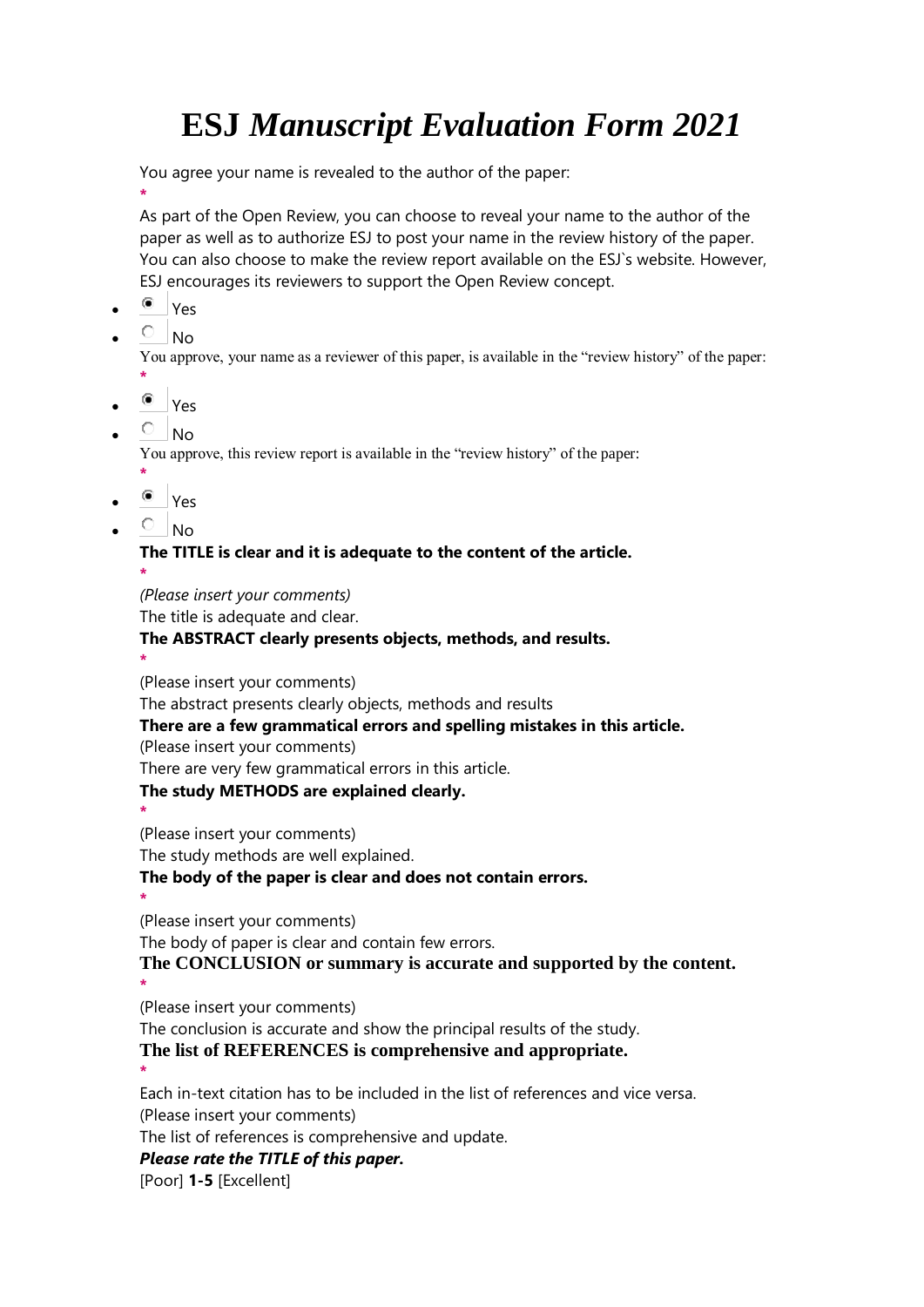# ESJ *Manuscript Evaluation Form 2021*

You agree your name is revealed to the author of the paper:

*

As part of the Open Review, you can choose to reveal your name to the author of the paper as well as to authorize ESJ to post your name in the review history of the paper. You can also choose to make the review report available on the ESJ`s website. However, ESJ encourages its reviewers to support the Open Review concept.

- (•) Yes
- ( ) No

You approve, your name as a reviewer of this paper, is available in the "review history" of the paper:

*

- (•) Yes
- ( ) No

You approve, this review report is available in the "review history" of the paper:

*

- (•) Yes
- ( ) No

**The TITLE is clear and it is adequate to the content of the article.**

*

*(Please insert your comments)*

The title is adequate and clear.

**The ABSTRACT clearly presents objects, methods, and results.**

*

(Please insert your comments)

The abstract presents clearly objects, methods and results

**There are a few grammatical errors and spelling mistakes in this article.**

(Please insert your comments)

There are very few grammatical errors in this article.

**The study METHODS are explained clearly.**

*

(Please insert your comments)

The study methods are well explained.

**The body of the paper is clear and does not contain errors.**

*

(Please insert your comments)

The body of paper is clear and contain few errors.

**The CONCLUSION or summary is accurate and supported by the content.**

*

(Please insert your comments)

The conclusion is accurate and show the principal results of the study.

**The list of REFERENCES is comprehensive and appropriate.**

*

Each in-text citation has to be included in the list of references and vice versa.

(Please insert your comments)

The list of references is comprehensive and update.

***Please rate the TITLE of this paper.***

[Poor] **1-5** [Excellent]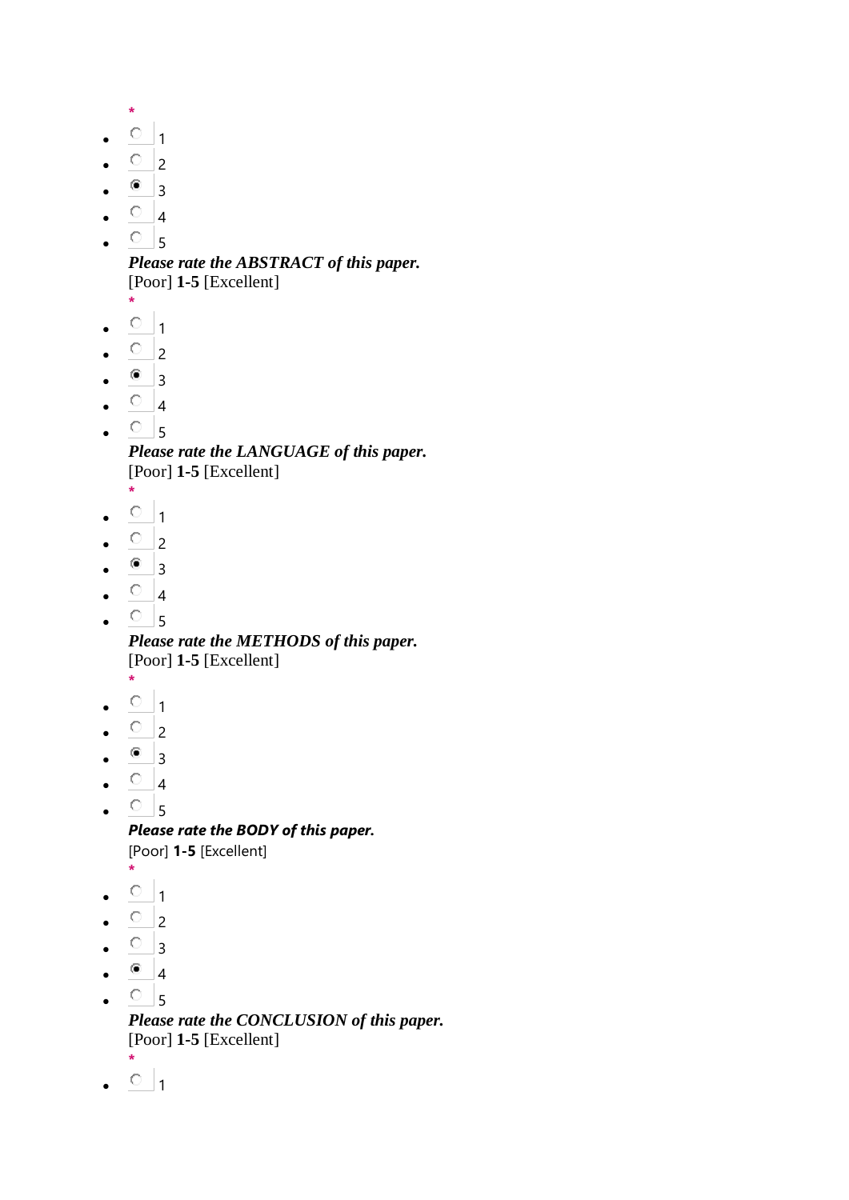*

- ○ 1
- ○ 2
- ◉ 3
- ○ 4
- ○ 5

***Please rate the ABSTRACT of this paper.***
[Poor] **1-5** [Excellent]
*

- ○ 1
- ○ 2
- ◉ 3
- ○ 4
- ○ 5

***Please rate the LANGUAGE of this paper.***
[Poor] **1-5** [Excellent]
*

- ○ 1
- ○ 2
- ◉ 3
- ○ 4
- ○ 5

***Please rate the METHODS of this paper.***
[Poor] **1-5** [Excellent]
*

- ○ 1
- ○ 2
- ◉ 3
- ○ 4
- ○ 5

***Please rate the BODY of this paper.***
[Poor] **1-5** [Excellent]
*

- ○ 1
- ○ 2
- ○ 3
- ◉ 4
- ○ 5

***Please rate the CONCLUSION of this paper.***
[Poor] **1-5** [Excellent]
*

- ○ 1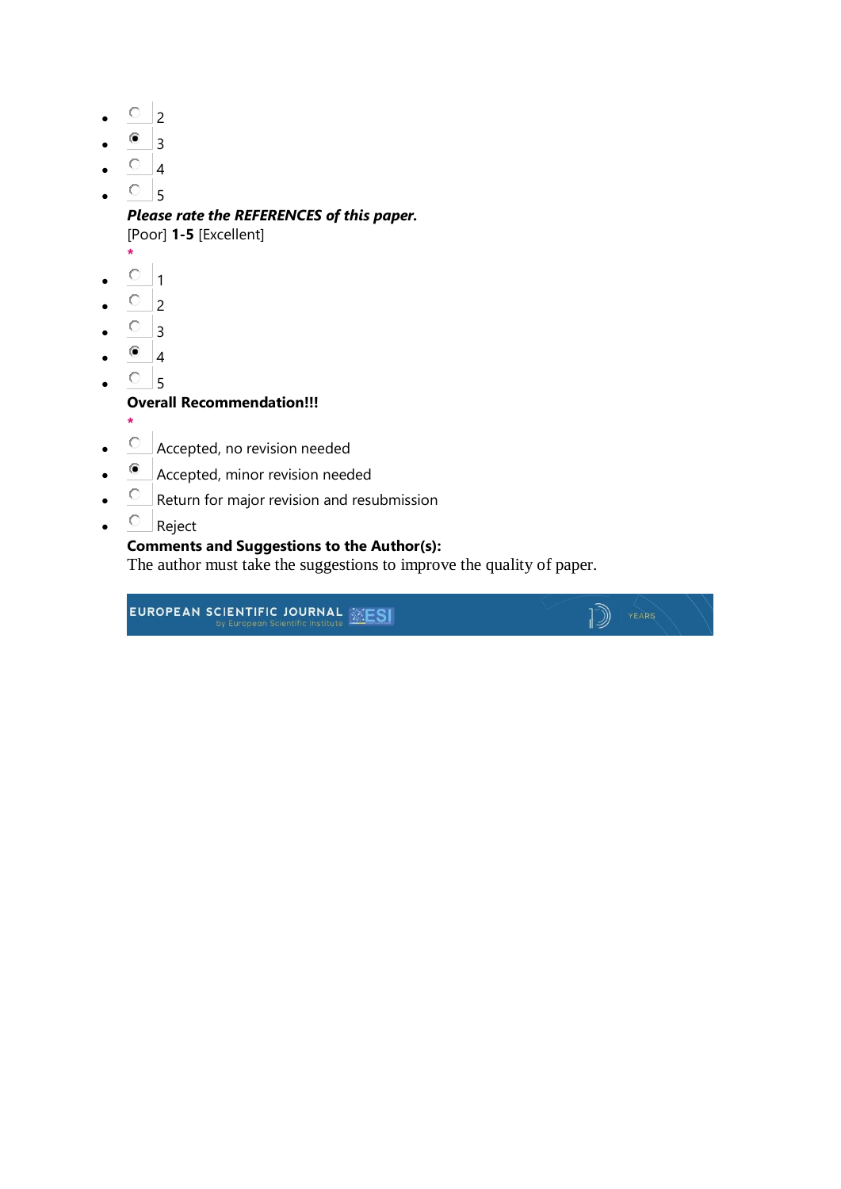- ( ) 2
- (•) 3
- ( ) 4
- ( ) 5

***Please rate the REFERENCES of this paper.***
[Poor] **1-5** [Excellent]
*

- ( ) 1
- ( ) 2
- ( ) 3
- (•) 4
- ( ) 5

**Overall Recommendation!!!**
*

- ( ) Accepted, no revision needed
- (•) Accepted, minor revision needed
- ( ) Return for major revision and resubmission
- ( ) Reject

**Comments and Suggestions to the Author(s):**
The author must take the suggestions to improve the quality of paper.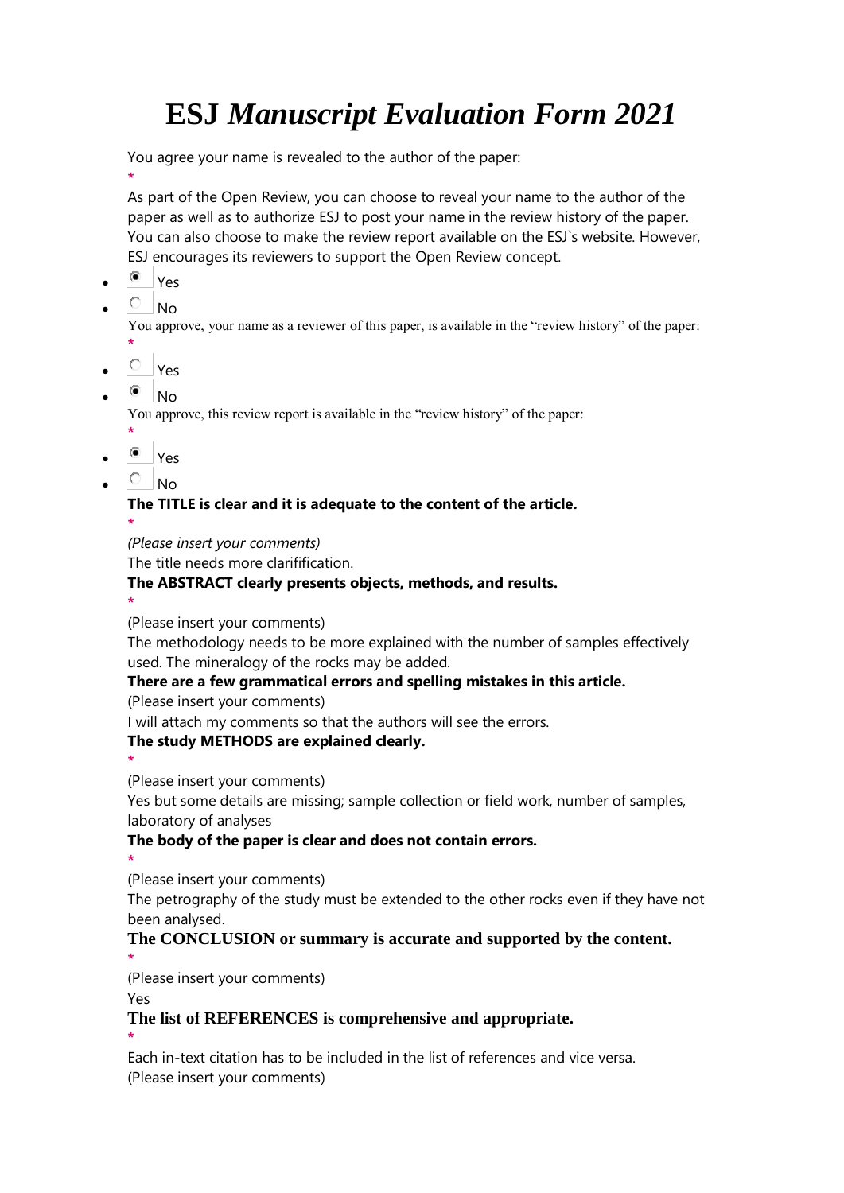# ESJ *Manuscript Evaluation Form 2021*

You agree your name is revealed to the author of the paper:

*

As part of the Open Review, you can choose to reveal your name to the author of the paper as well as to authorize ESJ to post your name in the review history of the paper. You can also choose to make the review report available on the ESJ`s website. However, ESJ encourages its reviewers to support the Open Review concept.

- ◉ Yes
- ○ No

You approve, your name as a reviewer of this paper, is available in the “review history” of the paper:

*

- ○ Yes
- ◉ No

You approve, this review report is available in the “review history” of the paper:

*

- ◉ Yes
- ○ No

**The TITLE is clear and it is adequate to the content of the article.**

*

*(Please insert your comments)*

The title needs more clarifification.

**The ABSTRACT clearly presents objects, methods, and results.**

*

(Please insert your comments)

The methodology needs to be more explained with the number of samples effectively used. The mineralogy of the rocks may be added.

**There are a few grammatical errors and spelling mistakes in this article.**

(Please insert your comments)

I will attach my comments so that the authors will see the errors.

**The study METHODS are explained clearly.**

*

(Please insert your comments)

Yes but some details are missing; sample collection or field work, number of samples, laboratory of analyses

**The body of the paper is clear and does not contain errors.**

*

(Please insert your comments)

The petrography of the study must be extended to the other rocks even if they have not been analysed.

**The CONCLUSION or summary is accurate and supported by the content.**

*

(Please insert your comments)

Yes

**The list of REFERENCES is comprehensive and appropriate.**

*

Each in-text citation has to be included in the list of references and vice versa.

(Please insert your comments)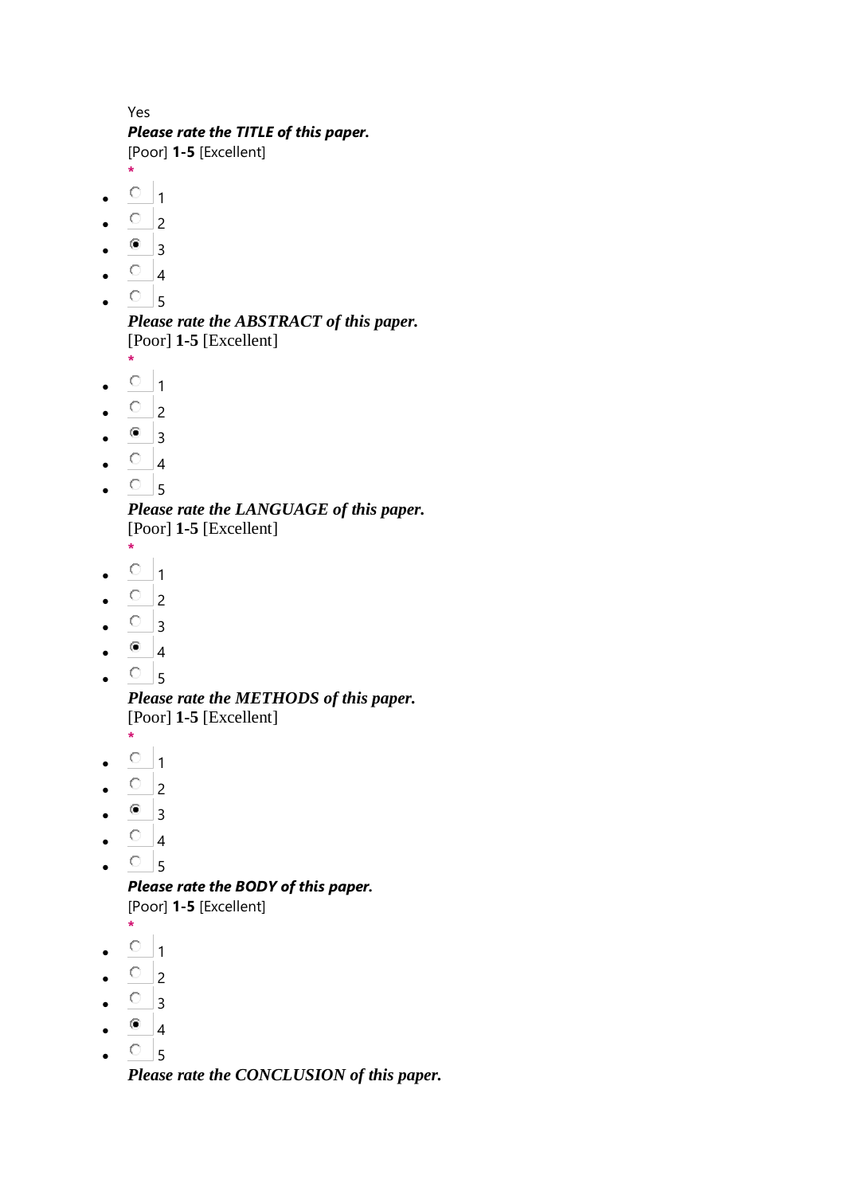Yes

***Please rate the TITLE of this paper.***

[Poor] **1-5** [Excellent]

*

- ○ 1
- ○ 2
- ◉ 3
- ○ 4
- ○ 5

***Please rate the ABSTRACT of this paper.***

[Poor] **1-5** [Excellent]

*

- ○ 1
- ○ 2
- ◉ 3
- ○ 4
- ○ 5

***Please rate the LANGUAGE of this paper.***

[Poor] **1-5** [Excellent]

*

- ○ 1
- ○ 2
- ○ 3
- ◉ 4
- ○ 5

***Please rate the METHODS of this paper.***

[Poor] **1-5** [Excellent]

*

- ○ 1
- ○ 2
- ◉ 3
- ○ 4
- ○ 5

***Please rate the BODY of this paper.***

[Poor] **1-5** [Excellent]

*

- ○ 1
- ○ 2
- ○ 3
- ◉ 4
- ○ 5

***Please rate the CONCLUSION of this paper.***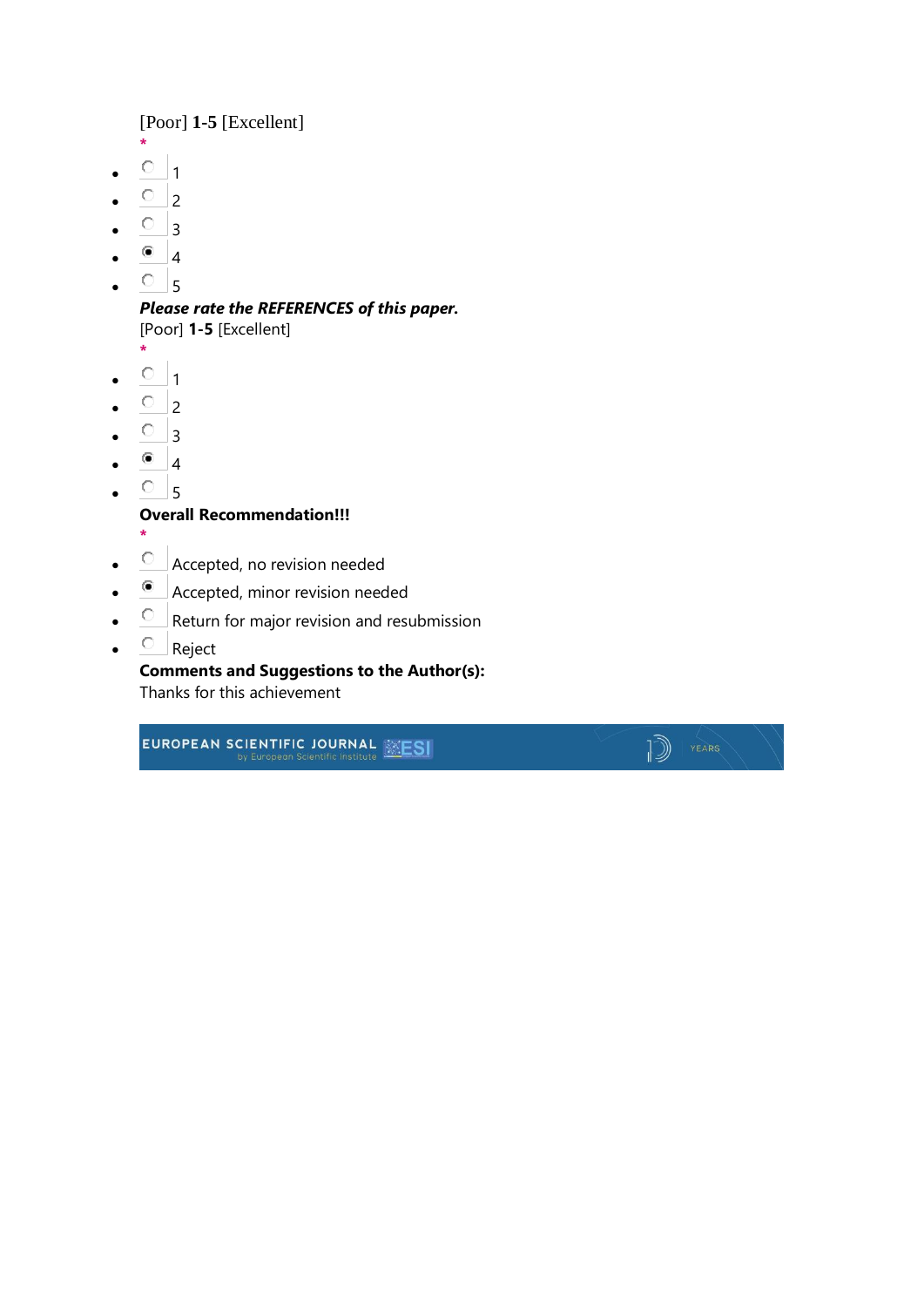[Poor] **1-5** [Excellent]
*

- ○ 1
- ○ 2
- ○ 3
- ◉ 4
- ○ 5

***Please rate the REFERENCES of this paper.***
[Poor] **1-5** [Excellent]
*

- ○ 1
- ○ 2
- ○ 3
- ◉ 4
- ○ 5

**Overall Recommendation!!!**
*

- ○ Accepted, no revision needed
- ◉ Accepted, minor revision needed
- ○ Return for major revision and resubmission
- ○ Reject

**Comments and Suggestions to the Author(s):**
Thanks for this achievement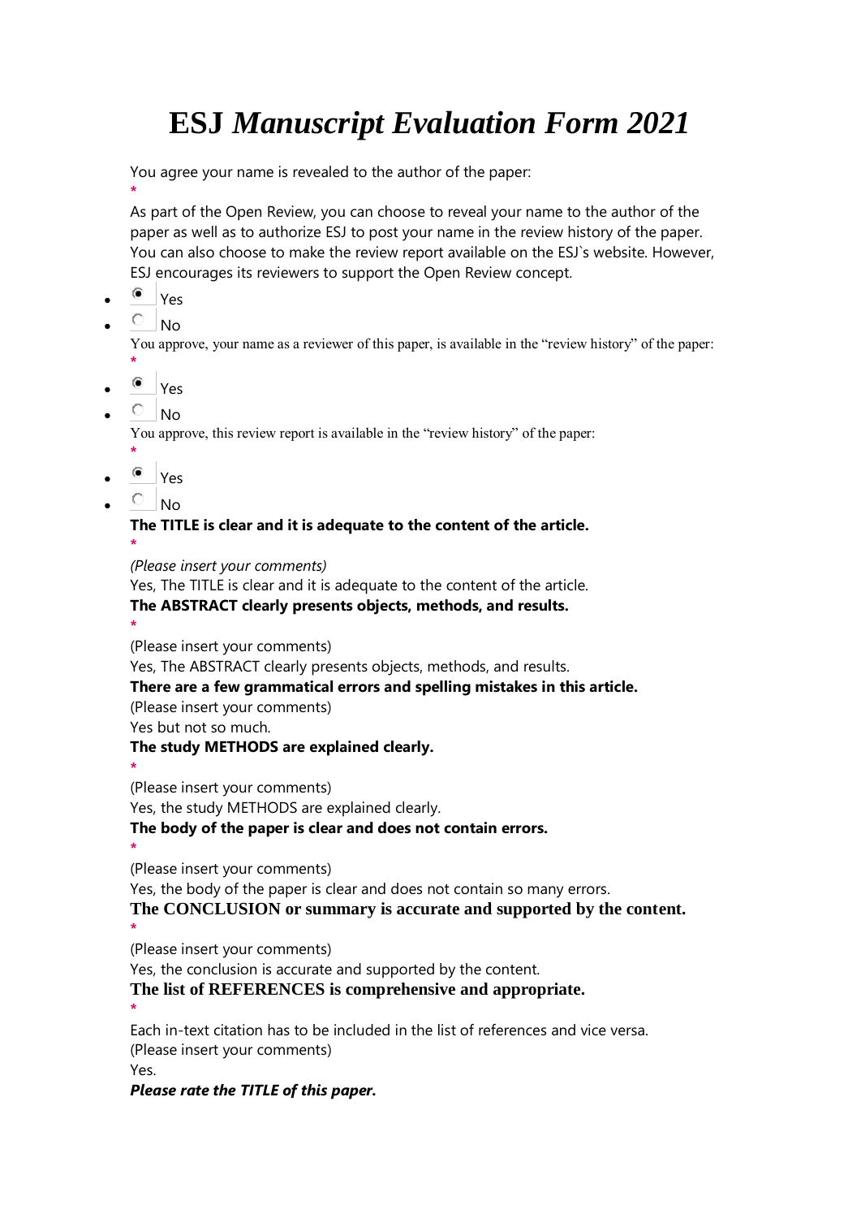# ESJ *Manuscript Evaluation Form 2021*

You agree your name is revealed to the author of the paper:

*

As part of the Open Review, you can choose to reveal your name to the author of the paper as well as to authorize ESJ to post your name in the review history of the paper. You can also choose to make the review report available on the ESJ`s website. However, ESJ encourages its reviewers to support the Open Review concept.

- ◉ Yes
- ○ No

You approve, your name as a reviewer of this paper, is available in the "review history" of the paper:

*

- ◉ Yes
- ○ No

You approve, this review report is available in the "review history" of the paper:

*

- ◉ Yes
- ○ No

**The TITLE is clear and it is adequate to the content of the article.**

*

*(Please insert your comments)*

Yes, The TITLE is clear and it is adequate to the content of the article.

**The ABSTRACT clearly presents objects, methods, and results.**

*

(Please insert your comments)

Yes, The ABSTRACT clearly presents objects, methods, and results.

**There are a few grammatical errors and spelling mistakes in this article.**

(Please insert your comments)

Yes but not so much.

**The study METHODS are explained clearly.**

*

(Please insert your comments)

Yes, the study METHODS are explained clearly.

**The body of the paper is clear and does not contain errors.**

*

(Please insert your comments)

Yes, the body of the paper is clear and does not contain so many errors.

**The CONCLUSION or summary is accurate and supported by the content.**

*

(Please insert your comments)

Yes, the conclusion is accurate and supported by the content.

**The list of REFERENCES is comprehensive and appropriate.**

*

Each in-text citation has to be included in the list of references and vice versa.

(Please insert your comments)

Yes.

***Please rate the TITLE of this paper.***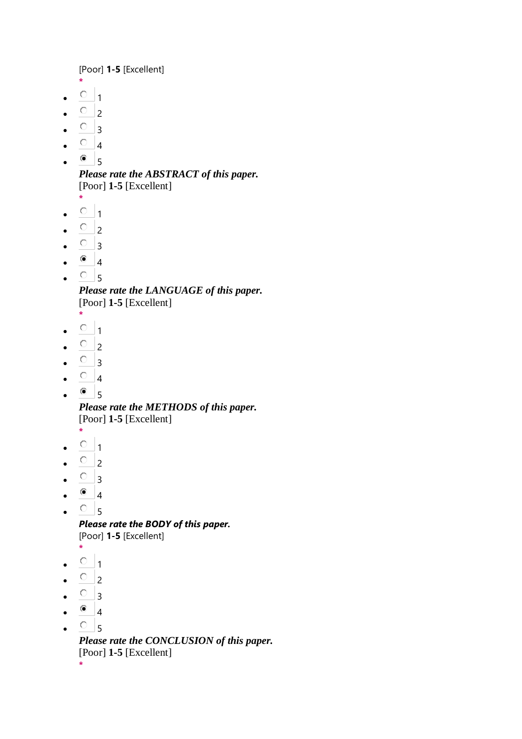[Poor] **1-5** [Excellent]
*

- ○ 1
- ○ 2
- ○ 3
- ○ 4
- ◉ 5

***Please rate the ABSTRACT of this paper.***
[Poor] **1-5** [Excellent]
*

- ○ 1
- ○ 2
- ○ 3
- ◉ 4
- ○ 5

***Please rate the LANGUAGE of this paper.***
[Poor] **1-5** [Excellent]
*

- ○ 1
- ○ 2
- ○ 3
- ○ 4
- ◉ 5

***Please rate the METHODS of this paper.***
[Poor] **1-5** [Excellent]
*

- ○ 1
- ○ 2
- ○ 3
- ◉ 4
- ○ 5

***Please rate the BODY of this paper.***
[Poor] **1-5** [Excellent]
*

- ○ 1
- ○ 2
- ○ 3
- ◉ 4
- ○ 5

***Please rate the CONCLUSION of this paper.***
[Poor] **1-5** [Excellent]
*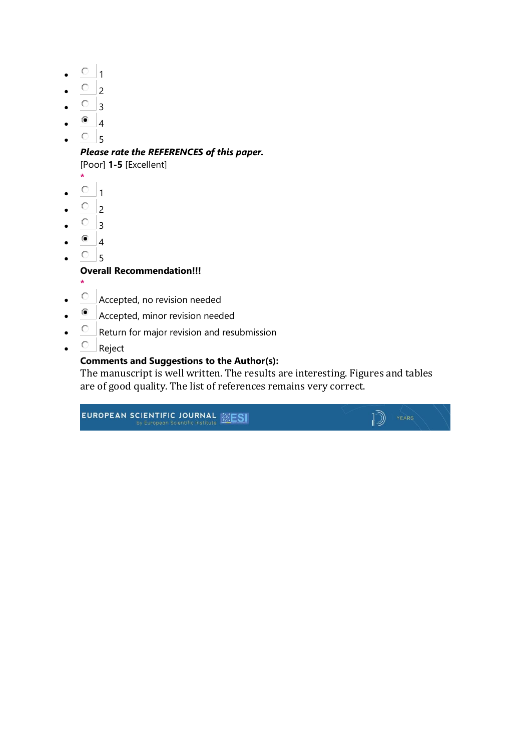- ○ 1
- ○ 2
- ○ 3
- ◉ 4
- ○ 5

***Please rate the REFERENCES of this paper.***

[Poor] **1-5** [Excellent]

*

- ○ 1
- ○ 2
- ○ 3
- ◉ 4
- ○ 5

**Overall Recommendation!!!**

*

- ○ Accepted, no revision needed
- ◉ Accepted, minor revision needed
- ○ Return for major revision and resubmission
- ○ Reject

**Comments and Suggestions to the Author(s):**

The manuscript is well written. The results are interesting. Figures and tables are of good quality. The list of references remains very correct.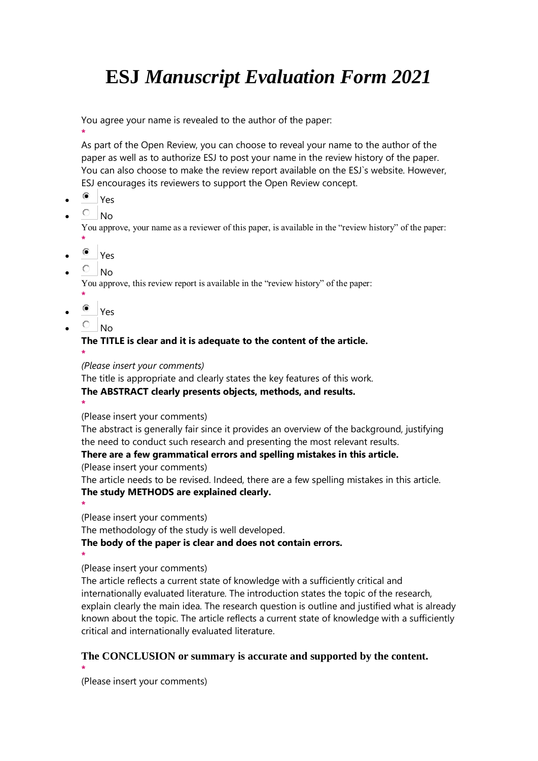# ESJ *Manuscript Evaluation Form 2021*

You agree your name is revealed to the author of the paper:

*

As part of the Open Review, you can choose to reveal your name to the author of the paper as well as to authorize ESJ to post your name in the review history of the paper. You can also choose to make the review report available on the ESJ`s website. However, ESJ encourages its reviewers to support the Open Review concept.

- ◉ Yes
- ○ No

You approve, your name as a reviewer of this paper, is available in the "review history" of the paper:

*

- ◉ Yes
- ○ No

You approve, this review report is available in the "review history" of the paper:

*

- ◉ Yes
- ○ No

**The TITLE is clear and it is adequate to the content of the article.**

*

*(Please insert your comments)*

The title is appropriate and clearly states the key features of this work.

**The ABSTRACT clearly presents objects, methods, and results.**

*

(Please insert your comments)

The abstract is generally fair since it provides an overview of the background, justifying the need to conduct such research and presenting the most relevant results.

**There are a few grammatical errors and spelling mistakes in this article.**

(Please insert your comments)

The article needs to be revised. Indeed, there are a few spelling mistakes in this article.

**The study METHODS are explained clearly.**

*

(Please insert your comments)

The methodology of the study is well developed.

**The body of the paper is clear and does not contain errors.**

*

(Please insert your comments)

The article reflects a current state of knowledge with a sufficiently critical and internationally evaluated literature. The introduction states the topic of the research, explain clearly the main idea. The research question is outline and justified what is already known about the topic. The article reflects a current state of knowledge with a sufficiently critical and internationally evaluated literature.

**The CONCLUSION or summary is accurate and supported by the content.**

*

(Please insert your comments)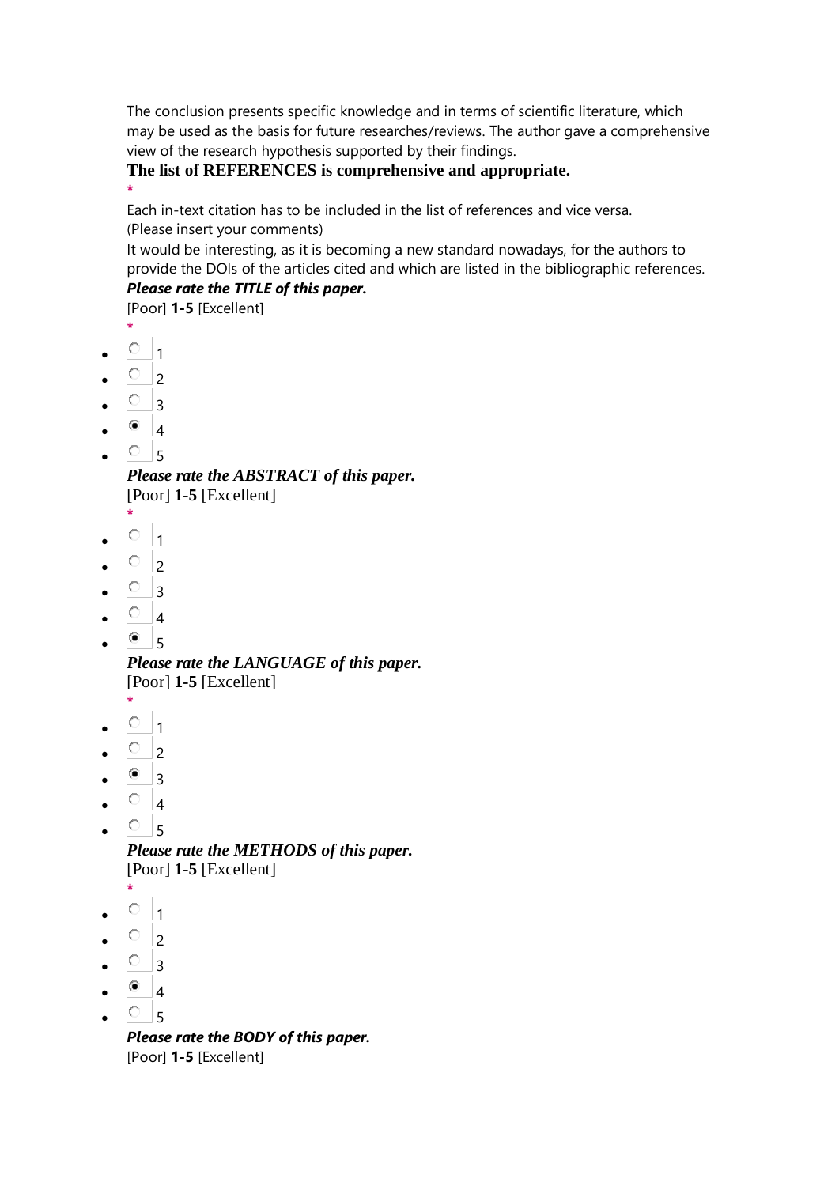The conclusion presents specific knowledge and in terms of scientific literature, which may be used as the basis for future researches/reviews. The author gave a comprehensive view of the research hypothesis supported by their findings.

**The list of REFERENCES is comprehensive and appropriate.**

*

Each in-text citation has to be included in the list of references and vice versa.
(Please insert your comments)

It would be interesting, as it is becoming a new standard nowadays, for the authors to provide the DOIs of the articles cited and which are listed in the bibliographic references.

***Please rate the TITLE of this paper.***

[Poor] **1-5** [Excellent]

*

- ○ 1
- ○ 2
- ○ 3
- ◉ 4
- ○ 5

***Please rate the ABSTRACT of this paper.***

[Poor] **1-5** [Excellent]

*

- ○ 1
- ○ 2
- ○ 3
- ○ 4
- ◉ 5

***Please rate the LANGUAGE of this paper.***

[Poor] **1-5** [Excellent]

*

- ○ 1
- ○ 2
- ◉ 3
- ○ 4
- ○ 5

***Please rate the METHODS of this paper.***

[Poor] **1-5** [Excellent]

*

- ○ 1
- ○ 2
- ○ 3
- ◉ 4
- ○ 5

***Please rate the BODY of this paper.***

[Poor] **1-5** [Excellent]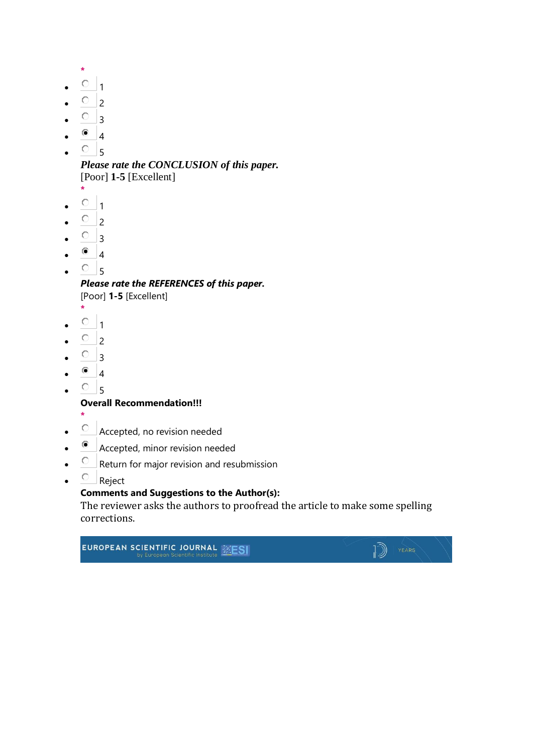*

- ○ 1
- ○ 2
- ○ 3
- ◉ 4
- ○ 5

***Please rate the CONCLUSION of this paper.***

[Poor] **1-5** [Excellent]

*

- ○ 1
- ○ 2
- ○ 3
- ◉ 4
- ○ 5

***Please rate the REFERENCES of this paper.***

[Poor] **1-5** [Excellent]

*

- ○ 1
- ○ 2
- ○ 3
- ◉ 4
- ○ 5

**Overall Recommendation!!!**

*

- ○ Accepted, no revision needed
- ◉ Accepted, minor revision needed
- ○ Return for major revision and resubmission
- ○ Reject

**Comments and Suggestions to the Author(s):**

The reviewer asks the authors to proofread the article to make some spelling corrections.